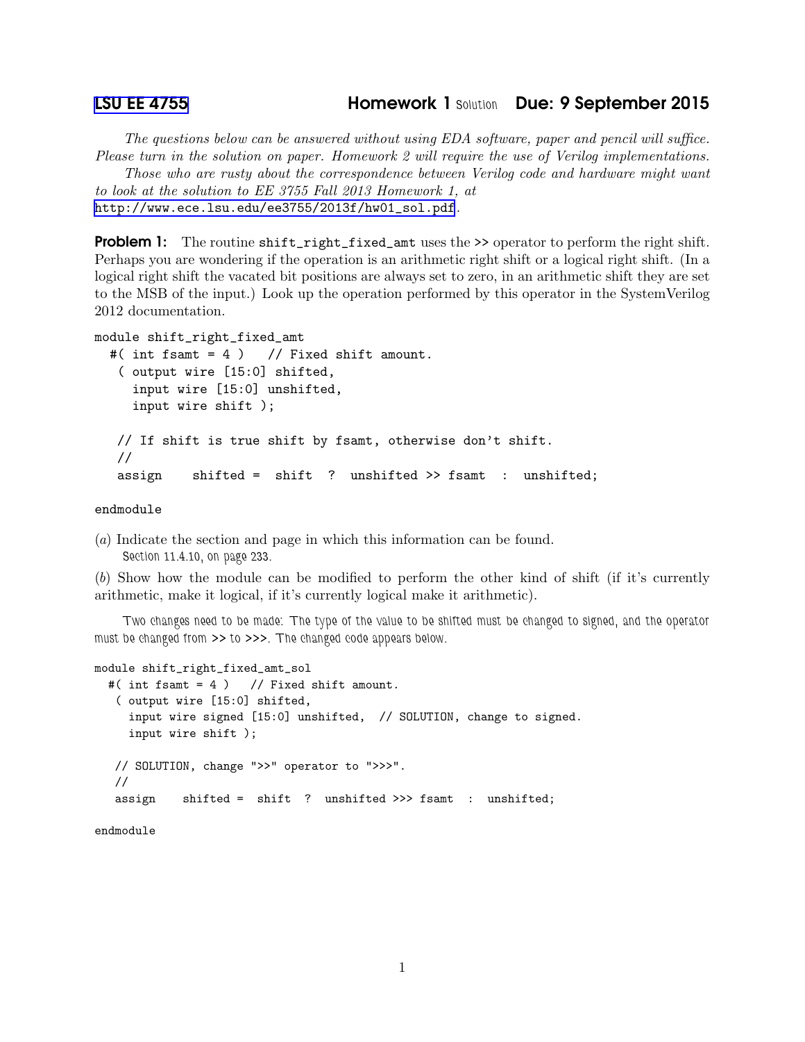# LSU EE 4755 — Homework 1 Solution — Due: 9 September 2015

*The questions below can be answered without using EDA software, paper and pencil will suffice. Please turn in the solution on paper. Homework 2 will require the use of Verilog implementations.*

*Those who are rusty about the correspondence between Verilog code and hardware might want to look at the solution to EE 3755 Fall 2013 Homework 1, at* http://www.ece.lsu.edu/ee3755/2013f/hw01_sol.pdf.

**Problem 1:** The routine `shift_right_fixed_amt` uses the `>>` operator to perform the right shift. Perhaps you are wondering if the operation is an arithmetic right shift or a logical right shift. (In a logical right shift the vacated bit positions are always set to zero, in an arithmetic shift they are set to the MSB of the input.) Look up the operation performed by this operator in the SystemVerilog 2012 documentation.

```
module shift_right_fixed_amt
  #( int fsamt = 4 )   // Fixed shift amount.
   ( output wire [15:0] shifted,
     input wire [15:0] unshifted,
     input wire shift );

   // If shift is true shift by fsamt, otherwise don't shift.
   //
   assign    shifted =  shift  ?  unshifted >> fsamt  :  unshifted;

endmodule
```

(*a*) Indicate the section and page in which this information can be found.

Section 11.4.10, on page 233.

(*b*) Show how the module can be modified to perform the other kind of shift (if it's currently arithmetic, make it logical, if it's currently logical make it arithmetic).

Two changes need to be made: The type of the value to be shifted must be changed to signed, and the operator must be changed from `>>` to `>>>`. The changed code appears below.

```
module shift_right_fixed_amt_sol
  #( int fsamt = 4 )   // Fixed shift amount.
   ( output wire [15:0] shifted,
     input wire signed [15:0] unshifted,  // SOLUTION, change to signed.
     input wire shift );

   // SOLUTION, change ">>" operator to ">>>".
   //
   assign    shifted =  shift  ?  unshifted >>> fsamt  :  unshifted;

endmodule
```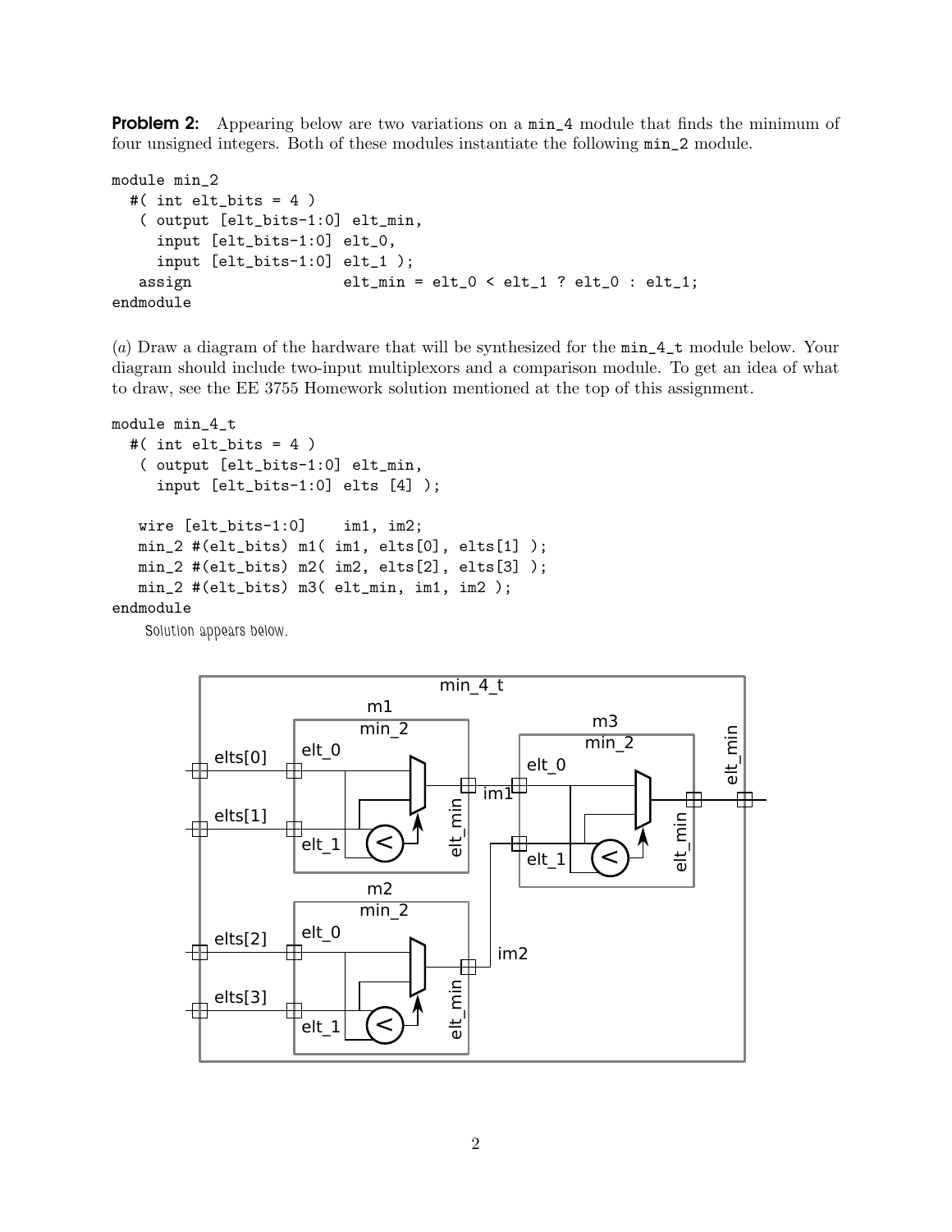**Problem 2:** Appearing below are two variations on a `min_4` module that finds the minimum of four unsigned integers. Both of these modules instantiate the following `min_2` module.

```
module min_2
  #( int elt_bits = 4 )
   ( output [elt_bits-1:0] elt_min,
     input [elt_bits-1:0] elt_0,
     input [elt_bits-1:0] elt_1 );
   assign                 elt_min = elt_0 < elt_1 ? elt_0 : elt_1;
endmodule
```

(*a*) Draw a diagram of the hardware that will be synthesized for the `min_4_t` module below. Your diagram should include two-input multiplexors and a comparison module. To get an idea of what to draw, see the EE 3755 Homework solution mentioned at the top of this assignment.

```
module min_4_t
  #( int elt_bits = 4 )
   ( output [elt_bits-1:0] elt_min,
     input [elt_bits-1:0] elts [4] );

   wire [elt_bits-1:0]    im1, im2;
   min_2 #(elt_bits) m1( im1, elts[0], elts[1] );
   min_2 #(elt_bits) m2( im2, elts[2], elts[3] );
   min_2 #(elt_bits) m3( elt_min, im1, im2 );
endmodule
```

Solution appears below.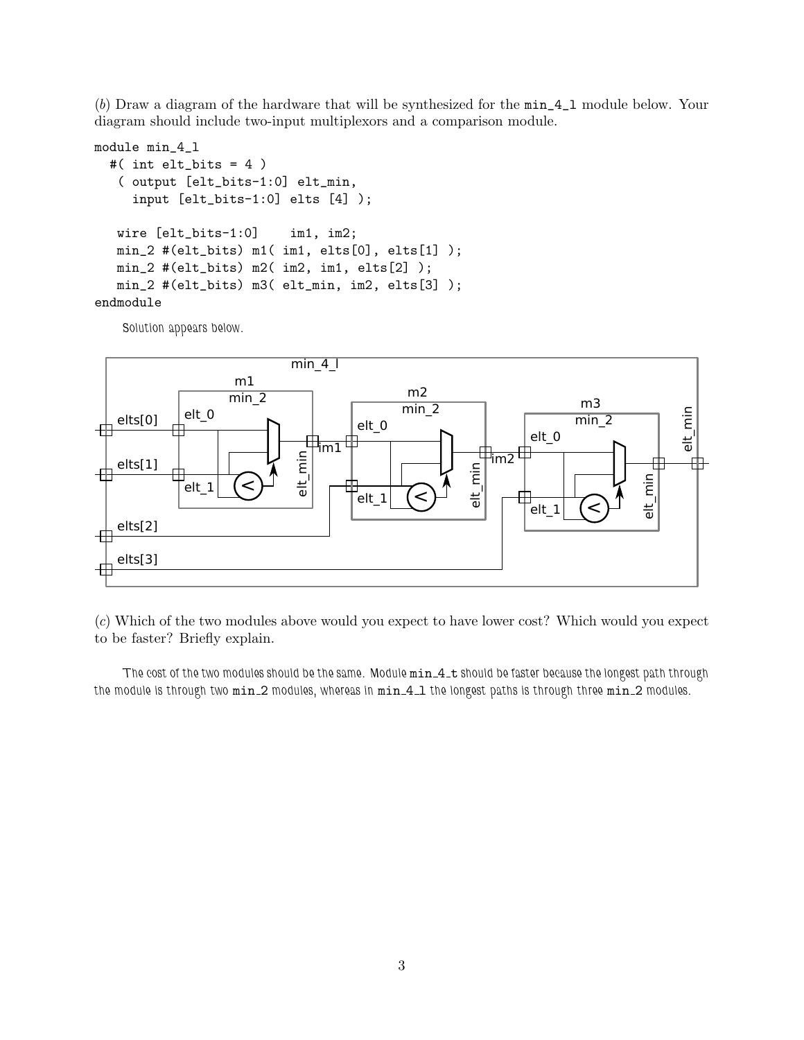(*b*) Draw a diagram of the hardware that will be synthesized for the `min_4_l` module below. Your diagram should include two-input multiplexors and a comparison module.

```
module min_4_l
  #( int elt_bits = 4 )
   ( output [elt_bits-1:0] elt_min,
     input [elt_bits-1:0] elts [4] );

   wire [elt_bits-1:0]    im1, im2;
   min_2 #(elt_bits) m1( im1, elts[0], elts[1] );
   min_2 #(elt_bits) m2( im2, im1, elts[2] );
   min_2 #(elt_bits) m3( elt_min, im2, elts[3] );
endmodule
```

Solution appears below.

(*c*) Which of the two modules above would you expect to have lower cost? Which would you expect to be faster? Briefly explain.

The cost of the two modules should be the same. Module `min_4_t` should be faster because the longest path through the module is through two `min_2` modules, whereas in `min_4_l` the longest paths is through three `min_2` modules.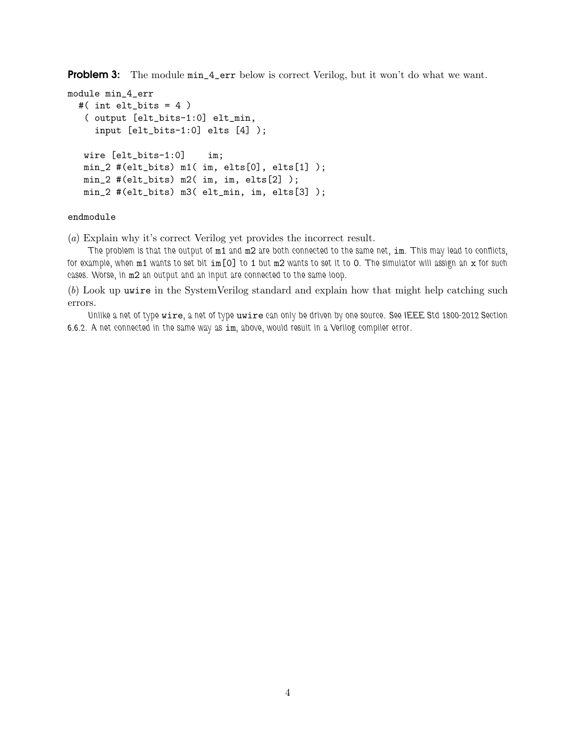**Problem 3:** The module `min_4_err` below is correct Verilog, but it won't do what we want.

```
module min_4_err
  #( int elt_bits = 4 )
   ( output [elt_bits-1:0] elt_min,
     input [elt_bits-1:0] elts [4] );

   wire [elt_bits-1:0]    im;
   min_2 #(elt_bits) m1( im, elts[0], elts[1] );
   min_2 #(elt_bits) m2( im, im, elts[2] );
   min_2 #(elt_bits) m3( elt_min, im, elts[3] );

endmodule
```

(*a*) Explain why it's correct Verilog yet provides the incorrect result.

The problem is that the output of `m1` and `m2` are both connected to the same net, `im`. This may lead to conflicts, for example, when `m1` wants to set bit `im[0]` to 1 but `m2` wants to set it to 0. The simulator will assign an `x` for such cases. Worse, in `m2` an output and an input are connected to the same loop.

(*b*) Look up `uwire` in the SystemVerilog standard and explain how that might help catching such errors.

Unlike a net of type `wire`, a net of type `uwire` can only be driven by one source. See IEEE Std 1800-2012 Section 6.6.2. A net connected in the same way as `im`, above, would result in a Verilog compiler error.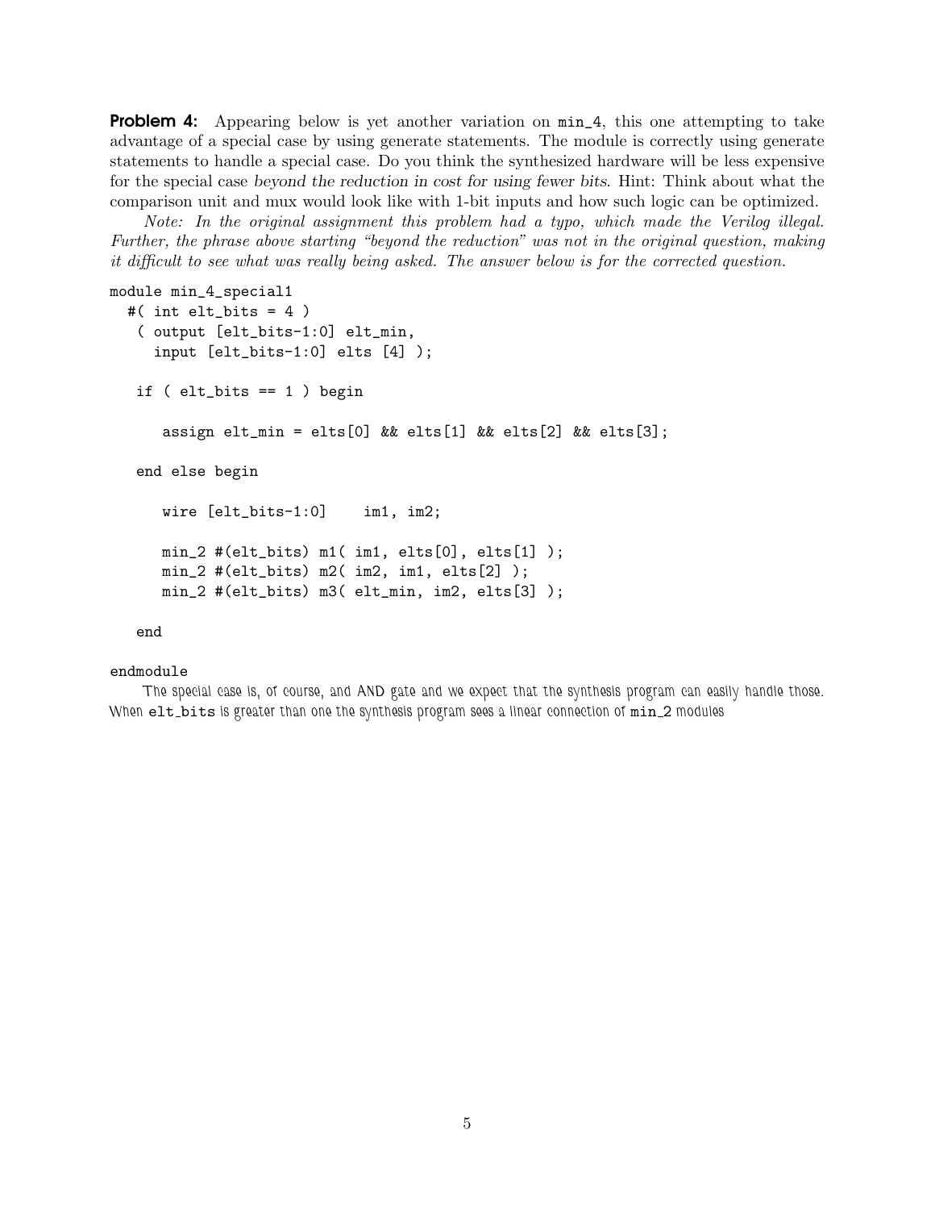**Problem 4:** Appearing below is yet another variation on `min_4`, this one attempting to take advantage of a special case by using generate statements. The module is correctly using generate statements to handle a special case. Do you think the synthesized hardware will be less expensive for the special case *beyond the reduction in cost for using fewer bits*. Hint: Think about what the comparison unit and mux would look like with 1-bit inputs and how such logic can be optimized.

*Note: In the original assignment this problem had a typo, which made the Verilog illegal. Further, the phrase above starting "beyond the reduction" was not in the original question, making it difficult to see what was really being asked. The answer below is for the corrected question.*

```
module min_4_special1
  #( int elt_bits = 4 )
   ( output [elt_bits-1:0] elt_min,
     input [elt_bits-1:0] elts [4] );

   if ( elt_bits == 1 ) begin

      assign elt_min = elts[0] && elts[1] && elts[2] && elts[3];

   end else begin

      wire [elt_bits-1:0]    im1, im2;

      min_2 #(elt_bits) m1( im1, elts[0], elts[1] );
      min_2 #(elt_bits) m2( im2, im1, elts[2] );
      min_2 #(elt_bits) m3( elt_min, im2, elts[3] );

   end

endmodule
```

The special case is, of course, and AND gate and we expect that the synthesis program can easily handle those. When `elt_bits` is greater than one the synthesis program sees a linear connection of `min_2` modules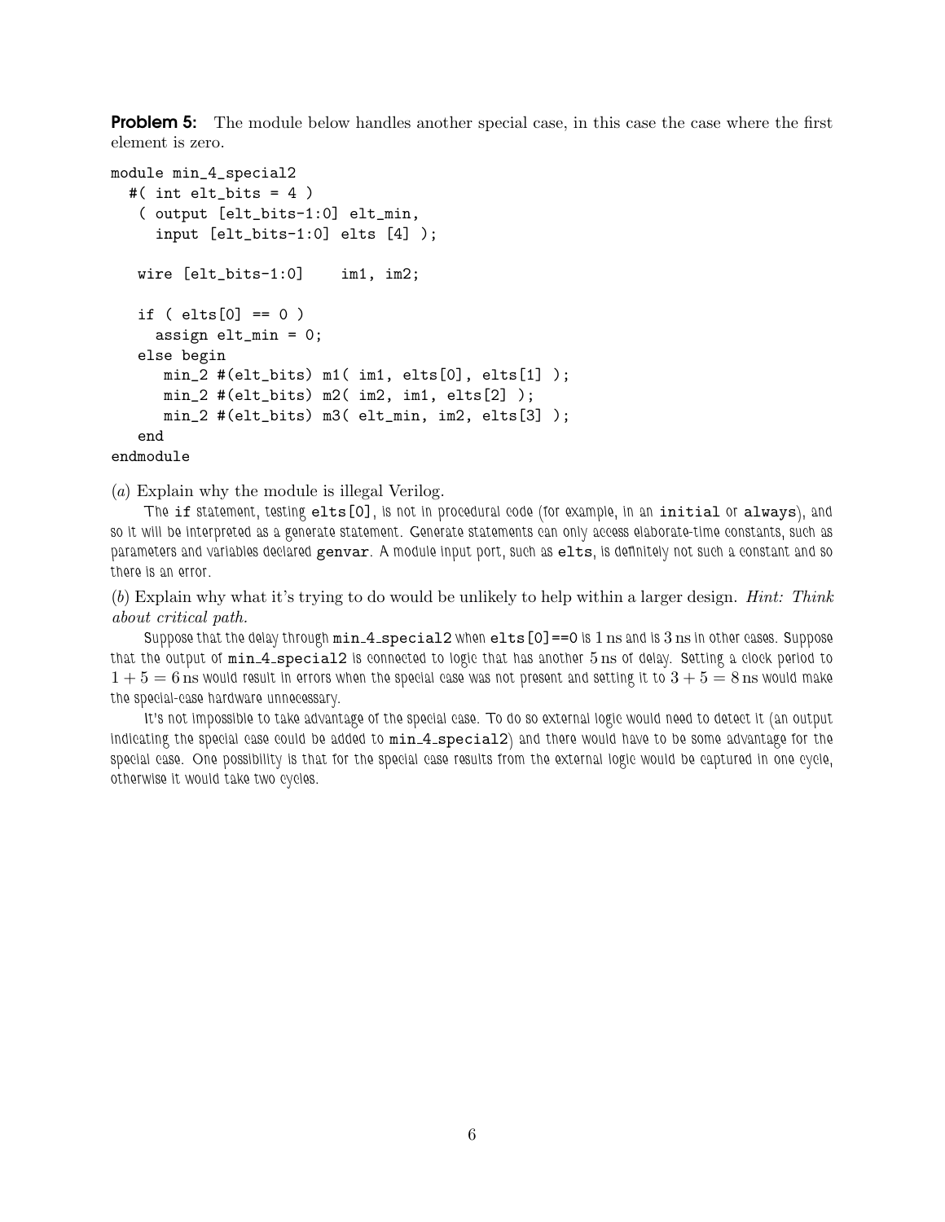**Problem 5:** The module below handles another special case, in this case the case where the first element is zero.

```
module min_4_special2
  #( int elt_bits = 4 )
   ( output [elt_bits-1:0] elt_min,
     input [elt_bits-1:0] elts [4] );

   wire [elt_bits-1:0]    im1, im2;

   if ( elts[0] == 0 )
     assign elt_min = 0;
   else begin
      min_2 #(elt_bits) m1( im1, elts[0], elts[1] );
      min_2 #(elt_bits) m2( im2, im1, elts[2] );
      min_2 #(elt_bits) m3( elt_min, im2, elts[3] );
   end
endmodule
```

(*a*) Explain why the module is illegal Verilog.

The `if` statement, testing `elts[0]`, is not in procedural code (for example, in an `initial` or `always`), and so it will be interpreted as a generate statement. Generate statements can only access elaborate-time constants, such as parameters and variables declared `genvar`. A module input port, such as `elts`, is definitely not such a constant and so there is an error.

(*b*) Explain why what it's trying to do would be unlikely to help within a larger design. *Hint: Think about critical path.*

Suppose that the delay through `min_4_special2` when `elts[0]==0` is $1$ ns and is $3$ ns in other cases. Suppose that the output of `min_4_special2` is connected to logic that has another $5$ ns of delay. Setting a clock period to $1 + 5 = 6$ ns would result in errors when the special case was not present and setting it to $3 + 5 = 8$ ns would make the special-case hardware unnecessary.

It's not impossible to take advantage of the special case. To do so external logic would need to detect it (an output indicating the special case could be added to `min_4_special2`) and there would have to be some advantage for the special case. One possibility is that for the special case results from the external logic would be captured in one cycle, otherwise it would take two cycles.